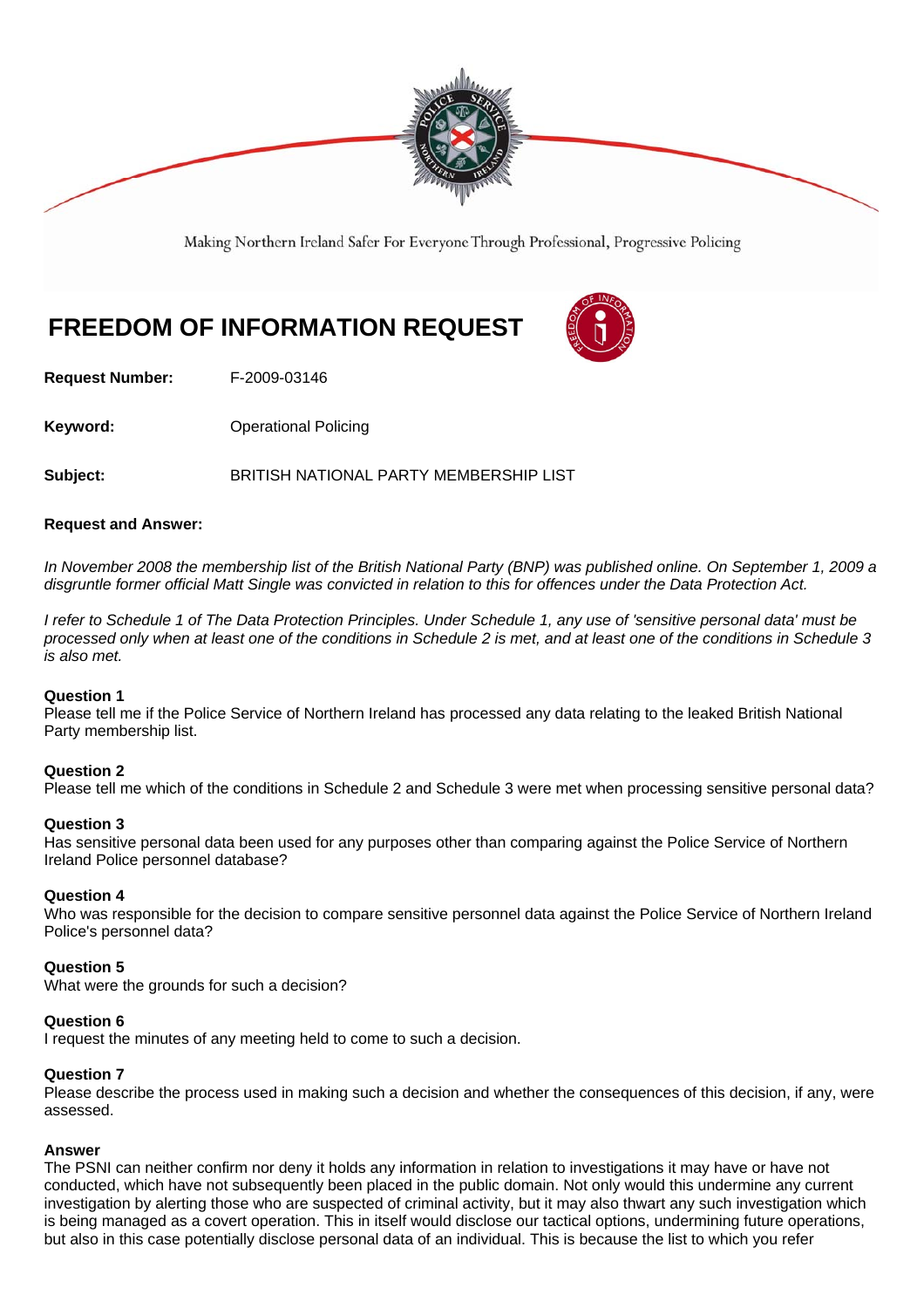Making Northern Ireland Safer For Everyone Through Professional, Progressive Policing

# FREEDOM OF INFORMATION REQUEST

**Request Number:** F-2009-03146

**Keyword:** Operational Policing

**Subject:** BRITISH NATIONAL PARTY MEMBERSHIP LIST

**Request and Answer:**

*In November 2008 the membership list of the British National Party (BNP) was published online. On September 1, 2009 a disgruntle former official Matt Single was convicted in relation to this for offences under the Data Protection Act.*

*I refer to Schedule 1 of The Data Protection Principles. Under Schedule 1, any use of 'sensitive personal data' must be processed only when at least one of the conditions in Schedule 2 is met, and at least one of the conditions in Schedule 3 is also met.*

**Question 1**
Please tell me if the Police Service of Northern Ireland has processed any data relating to the leaked British National Party membership list.

**Question 2**
Please tell me which of the conditions in Schedule 2 and Schedule 3 were met when processing sensitive personal data?

**Question 3**
Has sensitive personal data been used for any purposes other than comparing against the Police Service of Northern Ireland Police personnel database?

**Question 4**
Who was responsible for the decision to compare sensitive personnel data against the Police Service of Northern Ireland Police's personnel data?

**Question 5**
What were the grounds for such a decision?

**Question 6**
I request the minutes of any meeting held to come to such a decision.

**Question 7**
Please describe the process used in making such a decision and whether the consequences of this decision, if any, were assessed.

**Answer**
The PSNI can neither confirm nor deny it holds any information in relation to investigations it may have or have not conducted, which have not subsequently been placed in the public domain. Not only would this undermine any current investigation by alerting those who are suspected of criminal activity, but it may also thwart any such investigation which is being managed as a covert operation. This in itself would disclose our tactical options, undermining future operations, but also in this case potentially disclose personal data of an individual. This is because the list to which you refer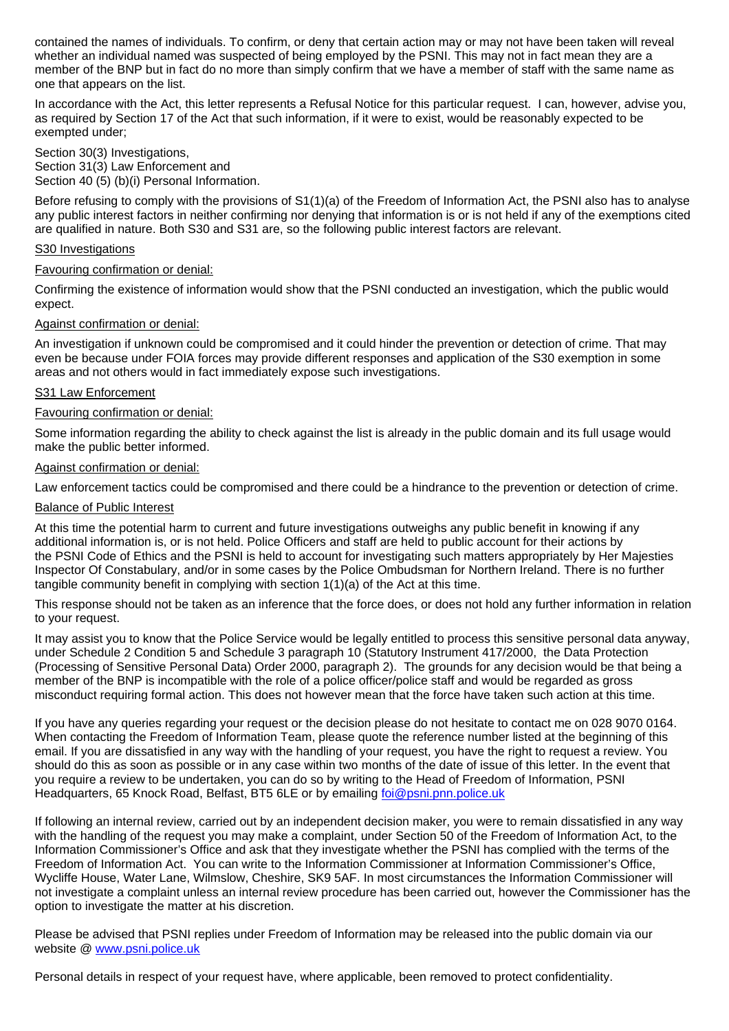contained the names of individuals. To confirm, or deny that certain action may or may not have been taken will reveal whether an individual named was suspected of being employed by the PSNI. This may not in fact mean they are a member of the BNP but in fact do no more than simply confirm that we have a member of staff with the same name as one that appears on the list.

In accordance with the Act, this letter represents a Refusal Notice for this particular request. I can, however, advise you, as required by Section 17 of the Act that such information, if it were to exist, would be reasonably expected to be exempted under;

Section 30(3) Investigations,
Section 31(3) Law Enforcement and
Section 40 (5) (b)(i) Personal Information.

Before refusing to comply with the provisions of S1(1)(a) of the Freedom of Information Act, the PSNI also has to analyse any public interest factors in neither confirming nor denying that information is or is not held if any of the exemptions cited are qualified in nature. Both S30 and S31 are, so the following public interest factors are relevant.

S30 Investigations

Favouring confirmation or denial:

Confirming the existence of information would show that the PSNI conducted an investigation, which the public would expect.

Against confirmation or denial:

An investigation if unknown could be compromised and it could hinder the prevention or detection of crime. That may even be because under FOIA forces may provide different responses and application of the S30 exemption in some areas and not others would in fact immediately expose such investigations.

S31 Law Enforcement

Favouring confirmation or denial:

Some information regarding the ability to check against the list is already in the public domain and its full usage would make the public better informed.

Against confirmation or denial:

Law enforcement tactics could be compromised and there could be a hindrance to the prevention or detection of crime.

Balance of Public Interest

At this time the potential harm to current and future investigations outweighs any public benefit in knowing if any additional information is, or is not held. Police Officers and staff are held to public account for their actions by the PSNI Code of Ethics and the PSNI is held to account for investigating such matters appropriately by Her Majesties Inspector Of Constabulary, and/or in some cases by the Police Ombudsman for Northern Ireland. There is no further tangible community benefit in complying with section 1(1)(a) of the Act at this time.

This response should not be taken as an inference that the force does, or does not hold any further information in relation to your request.

It may assist you to know that the Police Service would be legally entitled to process this sensitive personal data anyway, under Schedule 2 Condition 5 and Schedule 3 paragraph 10 (Statutory Instrument 417/2000, the Data Protection (Processing of Sensitive Personal Data) Order 2000, paragraph 2). The grounds for any decision would be that being a member of the BNP is incompatible with the role of a police officer/police staff and would be regarded as gross misconduct requiring formal action. This does not however mean that the force have taken such action at this time.

If you have any queries regarding your request or the decision please do not hesitate to contact me on 028 9070 0164. When contacting the Freedom of Information Team, please quote the reference number listed at the beginning of this email. If you are dissatisfied in any way with the handling of your request, you have the right to request a review. You should do this as soon as possible or in any case within two months of the date of issue of this letter. In the event that you require a review to be undertaken, you can do so by writing to the Head of Freedom of Information, PSNI Headquarters, 65 Knock Road, Belfast, BT5 6LE or by emailing foi@psni.pnn.police.uk

If following an internal review, carried out by an independent decision maker, you were to remain dissatisfied in any way with the handling of the request you may make a complaint, under Section 50 of the Freedom of Information Act, to the Information Commissioner's Office and ask that they investigate whether the PSNI has complied with the terms of the Freedom of Information Act. You can write to the Information Commissioner at Information Commissioner's Office, Wycliffe House, Water Lane, Wilmslow, Cheshire, SK9 5AF. In most circumstances the Information Commissioner will not investigate a complaint unless an internal review procedure has been carried out, however the Commissioner has the option to investigate the matter at his discretion.

Please be advised that PSNI replies under Freedom of Information may be released into the public domain via our website @ www.psni.police.uk

Personal details in respect of your request have, where applicable, been removed to protect confidentiality.